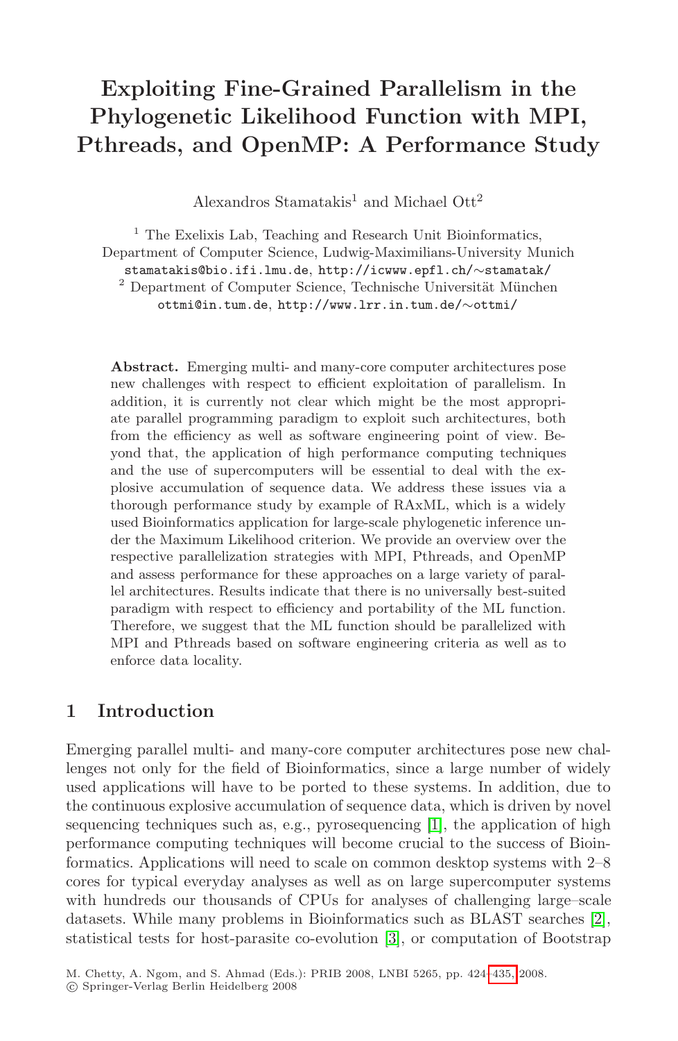# Exploiting Fine-Grained Parallelism in the Phylogenetic Likelihood Function with MPI, Pthreads, and OpenMP: A Performance Study

Alexandros Stamatakis[1] and Michael Ott[2]

[1] The Exelixis Lab, Teaching and Research Unit Bioinformatics, Department of Computer Science, Ludwig-Maximilians-University Munich
stamatakis@bio.ifi.lmu.de, http://icwww.epfl.ch/∼stamatak/

[2] Department of Computer Science, Technische Universität München
ottmi@in.tum.de, http://www.lrr.in.tum.de/∼ottmi/

**Abstract.** Emerging multi- and many-core computer architectures pose new challenges with respect to efficient exploitation of parallelism. In addition, it is currently not clear which might be the most appropriate parallel programming paradigm to exploit such architectures, both from the efficiency as well as software engineering point of view. Beyond that, the application of high performance computing techniques and the use of supercomputers will be essential to deal with the explosive accumulation of sequence data. We address these issues via a thorough performance study by example of RAxML, which is a widely used Bioinformatics application for large-scale phylogenetic inference under the Maximum Likelihood criterion. We provide an overview over the respective parallelization strategies with MPI, Pthreads, and OpenMP and assess performance for these approaches on a large variety of parallel architectures. Results indicate that there is no universally best-suited paradigm with respect to efficiency and portability of the ML function. Therefore, we suggest that the ML function should be parallelized with MPI and Pthreads based on software engineering criteria as well as to enforce data locality.

## 1 Introduction

Emerging parallel multi- and many-core computer architectures pose new challenges not only for the field of Bioinformatics, since a large number of widely used applications will have to be ported to these systems. In addition, due to the continuous explosive accumulation of sequence data, which is driven by novel sequencing techniques such as, e.g., pyrosequencing [1], the application of high performance computing techniques will become crucial to the success of Bioinformatics. Applications will need to scale on common desktop systems with 2–8 cores for typical everyday analyses as well as on large supercomputer systems with hundreds our thousands of CPUs for analyses of challenging large–scale datasets. While many problems in Bioinformatics such as BLAST searches [2], statistical tests for host-parasite co-evolution [3], or computation of Bootstrap

M. Chetty, A. Ngom, and S. Ahmad (Eds.): PRIB 2008, LNBI 5265, pp. 424–435, 2008.
© Springer-Verlag Berlin Heidelberg 2008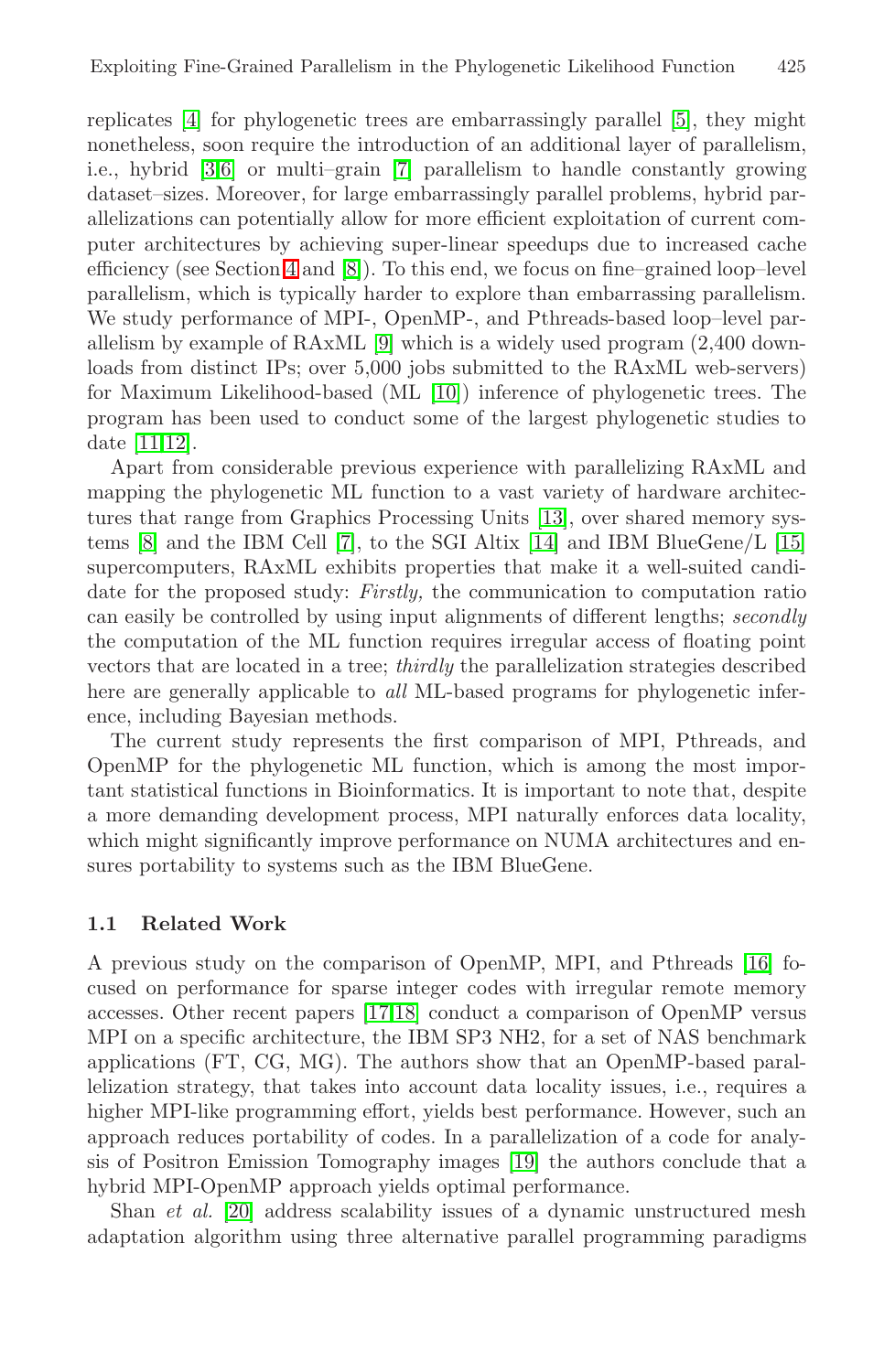replicates [4] for phylogenetic trees are embarrassingly parallel [5], they might nonetheless, soon require the introduction of an additional layer of parallelism, i.e., hybrid [3,6] or multi–grain [7] parallelism to handle constantly growing dataset–sizes. Moreover, for large embarrassingly parallel problems, hybrid parallelizations can potentially allow for more efficient exploitation of current computer architectures by achieving super-linear speedups due to increased cache efficiency (see Section 4 and [8]). To this end, we focus on fine–grained loop–level parallelism, which is typically harder to explore than embarrassing parallelism. We study performance of MPI-, OpenMP-, and Pthreads-based loop–level parallelism by example of RAxML [9] which is a widely used program (2,400 downloads from distinct IPs; over 5,000 jobs submitted to the RAxML web-servers) for Maximum Likelihood-based (ML [10]) inference of phylogenetic trees. The program has been used to conduct some of the largest phylogenetic studies to date [11,12].

Apart from considerable previous experience with parallelizing RAxML and mapping the phylogenetic ML function to a vast variety of hardware architectures that range from Graphics Processing Units [13], over shared memory systems [8] and the IBM Cell [7], to the SGI Altix [14] and IBM BlueGene/L [15] supercomputers, RAxML exhibits properties that make it a well-suited candidate for the proposed study: *Firstly,* the communication to computation ratio can easily be controlled by using input alignments of different lengths; *secondly* the computation of the ML function requires irregular access of floating point vectors that are located in a tree; *thirdly* the parallelization strategies described here are generally applicable to *all* ML-based programs for phylogenetic inference, including Bayesian methods.

The current study represents the first comparison of MPI, Pthreads, and OpenMP for the phylogenetic ML function, which is among the most important statistical functions in Bioinformatics. It is important to note that, despite a more demanding development process, MPI naturally enforces data locality, which might significantly improve performance on NUMA architectures and ensures portability to systems such as the IBM BlueGene.

### 1.1 Related Work

A previous study on the comparison of OpenMP, MPI, and Pthreads [16] focused on performance for sparse integer codes with irregular remote memory accesses. Other recent papers [17,18] conduct a comparison of OpenMP versus MPI on a specific architecture, the IBM SP3 NH2, for a set of NAS benchmark applications (FT, CG, MG). The authors show that an OpenMP-based parallelization strategy, that takes into account data locality issues, i.e., requires a higher MPI-like programming effort, yields best performance. However, such an approach reduces portability of codes. In a parallelization of a code for analysis of Positron Emission Tomography images [19] the authors conclude that a hybrid MPI-OpenMP approach yields optimal performance.

Shan *et al.* [20] address scalability issues of a dynamic unstructured mesh adaptation algorithm using three alternative parallel programming paradigms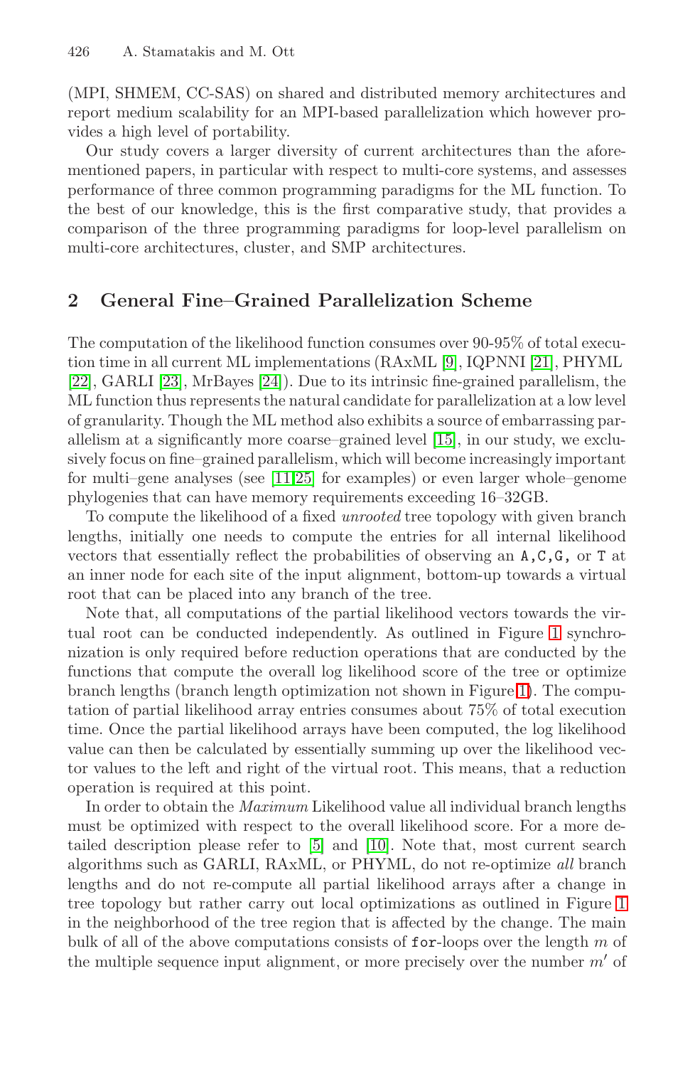(MPI, SHMEM, CC-SAS) on shared and distributed memory architectures and report medium scalability for an MPI-based parallelization which however provides a high level of portability.

Our study covers a larger diversity of current architectures than the aforementioned papers, in particular with respect to multi-core systems, and assesses performance of three common programming paradigms for the ML function. To the best of our knowledge, this is the first comparative study, that provides a comparison of the three programming paradigms for loop-level parallelism on multi-core architectures, cluster, and SMP architectures.

## 2 General Fine–Grained Parallelization Scheme

The computation of the likelihood function consumes over 90-95% of total execution time in all current ML implementations (RAxML [9], IQPNNI [21], PHYML [22], GARLI [23], MrBayes [24]). Due to its intrinsic fine-grained parallelism, the ML function thus represents the natural candidate for parallelization at a low level of granularity. Though the ML method also exhibits a source of embarrassing parallelism at a significantly more coarse–grained level [15], in our study, we exclusively focus on fine–grained parallelism, which will become increasingly important for multi–gene analyses (see [11,25] for examples) or even larger whole–genome phylogenies that can have memory requirements exceeding 16–32GB.

To compute the likelihood of a fixed *unrooted* tree topology with given branch lengths, initially one needs to compute the entries for all internal likelihood vectors that essentially reflect the probabilities of observing an `A,C,G,` or `T` at an inner node for each site of the input alignment, bottom-up towards a virtual root that can be placed into any branch of the tree.

Note that, all computations of the partial likelihood vectors towards the virtual root can be conducted independently. As outlined in Figure 1 synchronization is only required before reduction operations that are conducted by the functions that compute the overall log likelihood score of the tree or optimize branch lengths (branch length optimization not shown in Figure 1). The computation of partial likelihood array entries consumes about 75% of total execution time. Once the partial likelihood arrays have been computed, the log likelihood value can then be calculated by essentially summing up over the likelihood vector values to the left and right of the virtual root. This means, that a reduction operation is required at this point.

In order to obtain the *Maximum* Likelihood value all individual branch lengths must be optimized with respect to the overall likelihood score. For a more detailed description please refer to [5] and [10]. Note that, most current search algorithms such as GARLI, RAxML, or PHYML, do not re-optimize *all* branch lengths and do not re-compute all partial likelihood arrays after a change in tree topology but rather carry out local optimizations as outlined in Figure 1 in the neighborhood of the tree region that is affected by the change. The main bulk of all of the above computations consists of `for`-loops over the length $m$ of the multiple sequence input alignment, or more precisely over the number $m'$ of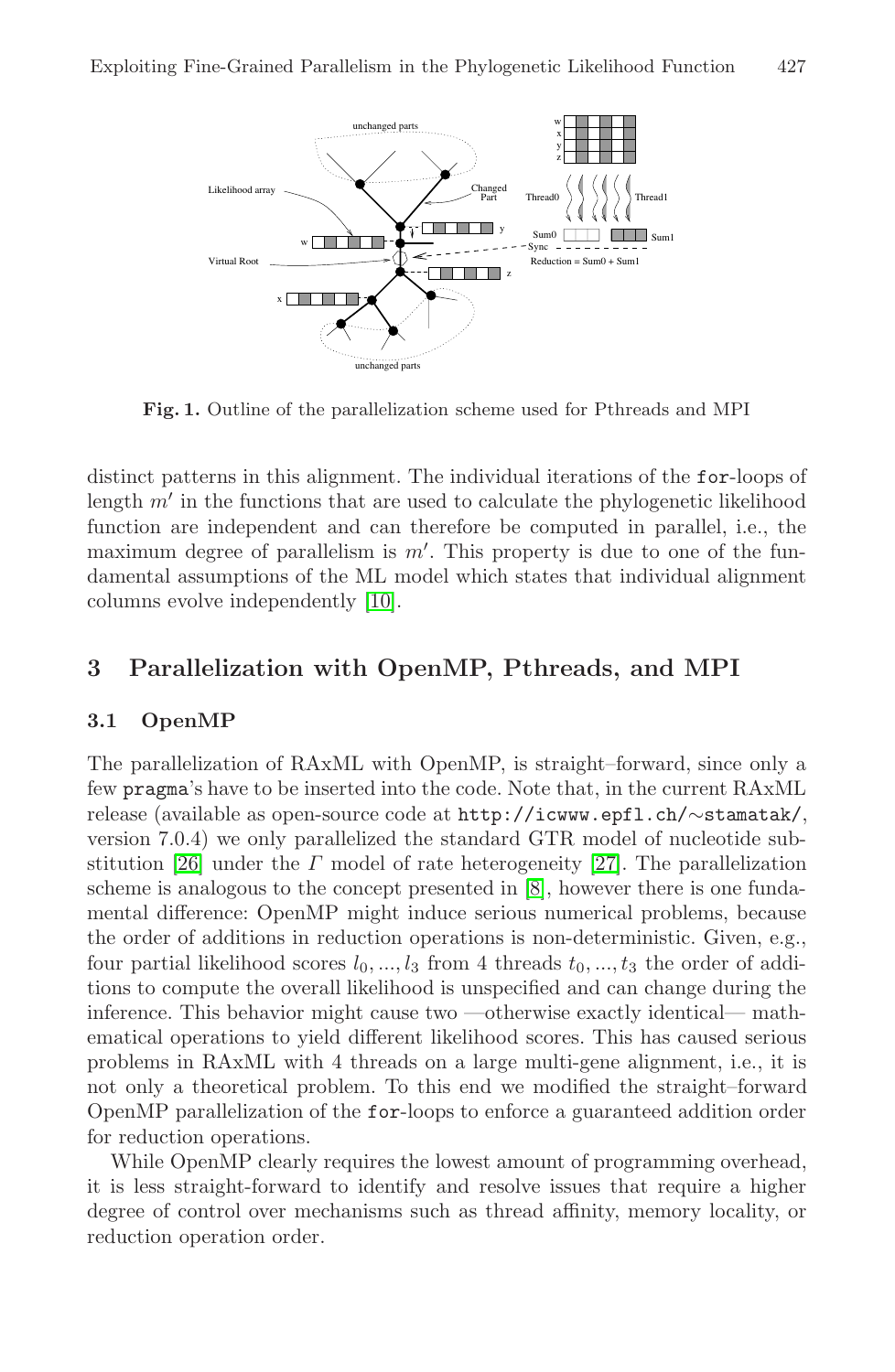Fig. 1. Outline of the parallelization scheme used for Pthreads and MPI

distinct patterns in this alignment. The individual iterations of the for-loops of length $m'$ in the functions that are used to calculate the phylogenetic likelihood function are independent and can therefore be computed in parallel, i.e., the maximum degree of parallelism is $m'$. This property is due to one of the fundamental assumptions of the ML model which states that individual alignment columns evolve independently [10].

## 3 Parallelization with OpenMP, Pthreads, and MPI

### 3.1 OpenMP

The parallelization of RAxML with OpenMP, is straight–forward, since only a few pragma's have to be inserted into the code. Note that, in the current RAxML release (available as open-source code at http://icwww.epfl.ch/∼stamatak/, version 7.0.4) we only parallelized the standard GTR model of nucleotide substitution [26] under the $\Gamma$ model of rate heterogeneity [27]. The parallelization scheme is analogous to the concept presented in [8], however there is one fundamental difference: OpenMP might induce serious numerical problems, because the order of additions in reduction operations is non-deterministic. Given, e.g., four partial likelihood scores $l_0, ..., l_3$ from 4 threads $t_0, ..., t_3$ the order of additions to compute the overall likelihood is unspecified and can change during the inference. This behavior might cause two —otherwise exactly identical— mathematical operations to yield different likelihood scores. This has caused serious problems in RAxML with 4 threads on a large multi-gene alignment, i.e., it is not only a theoretical problem. To this end we modified the straight–forward OpenMP parallelization of the for-loops to enforce a guaranteed addition order for reduction operations.

While OpenMP clearly requires the lowest amount of programming overhead, it is less straight-forward to identify and resolve issues that require a higher degree of control over mechanisms such as thread affinity, memory locality, or reduction operation order.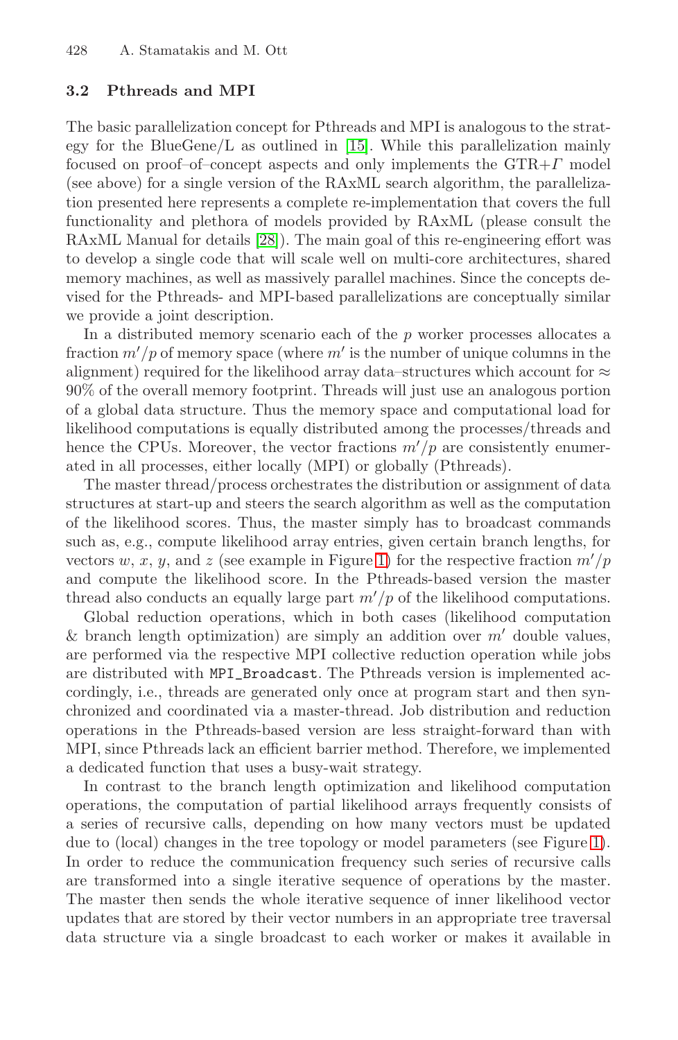### 3.2 Pthreads and MPI

The basic parallelization concept for Pthreads and MPI is analogous to the strategy for the BlueGene/L as outlined in [15]. While this parallelization mainly focused on proof–of–concept aspects and only implements the GTR+$\Gamma$ model (see above) for a single version of the RAxML search algorithm, the parallelization presented here represents a complete re-implementation that covers the full functionality and plethora of models provided by RAxML (please consult the RAxML Manual for details [28]). The main goal of this re-engineering effort was to develop a single code that will scale well on multi-core architectures, shared memory machines, as well as massively parallel machines. Since the concepts devised for the Pthreads- and MPI-based parallelizations are conceptually similar we provide a joint description.

In a distributed memory scenario each of the $p$ worker processes allocates a fraction $m'/p$ of memory space (where $m'$ is the number of unique columns in the alignment) required for the likelihood array data–structures which account for $\approx 90\%$ of the overall memory footprint. Threads will just use an analogous portion of a global data structure. Thus the memory space and computational load for likelihood computations is equally distributed among the processes/threads and hence the CPUs. Moreover, the vector fractions $m'/p$ are consistently enumerated in all processes, either locally (MPI) or globally (Pthreads).

The master thread/process orchestrates the distribution or assignment of data structures at start-up and steers the search algorithm as well as the computation of the likelihood scores. Thus, the master simply has to broadcast commands such as, e.g., compute likelihood array entries, given certain branch lengths, for vectors $w$, $x$, $y$, and $z$ (see example in Figure 1) for the respective fraction $m'/p$ and compute the likelihood score. In the Pthreads-based version the master thread also conducts an equally large part $m'/p$ of the likelihood computations.

Global reduction operations, which in both cases (likelihood computation & branch length optimization) are simply an addition over $m'$ double values, are performed via the respective MPI collective reduction operation while jobs are distributed with `MPI_Broadcast`. The Pthreads version is implemented accordingly, i.e., threads are generated only once at program start and then synchronized and coordinated via a master-thread. Job distribution and reduction operations in the Pthreads-based version are less straight-forward than with MPI, since Pthreads lack an efficient barrier method. Therefore, we implemented a dedicated function that uses a busy-wait strategy.

In contrast to the branch length optimization and likelihood computation operations, the computation of partial likelihood arrays frequently consists of a series of recursive calls, depending on how many vectors must be updated due to (local) changes in the tree topology or model parameters (see Figure 1). In order to reduce the communication frequency such series of recursive calls are transformed into a single iterative sequence of operations by the master. The master then sends the whole iterative sequence of inner likelihood vector updates that are stored by their vector numbers in an appropriate tree traversal data structure via a single broadcast to each worker or makes it available in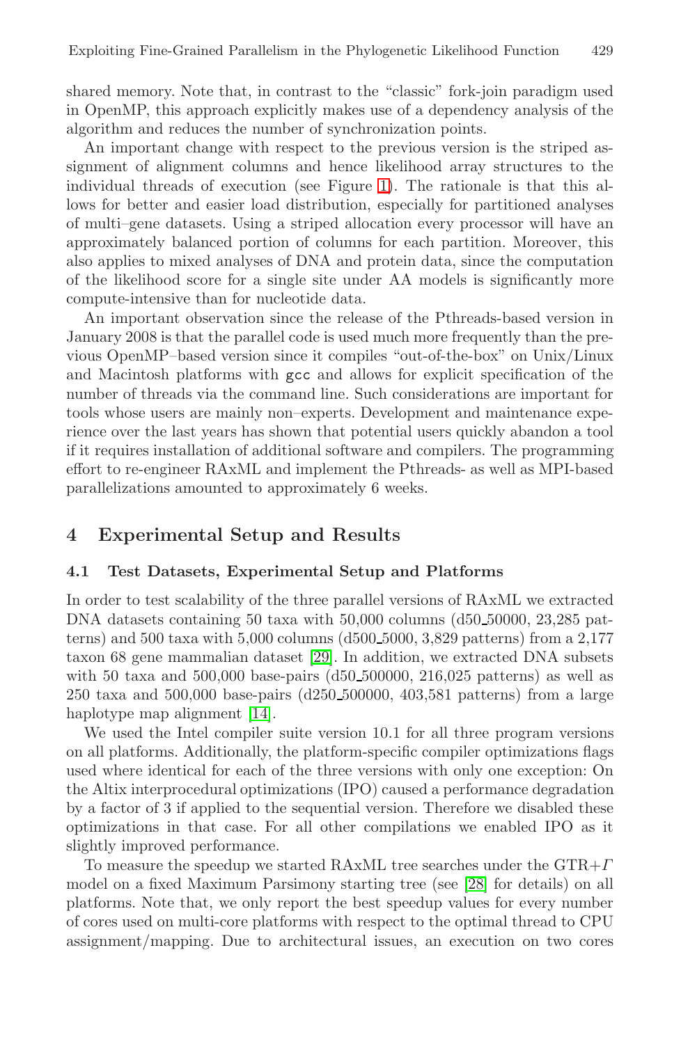shared memory. Note that, in contrast to the "classic" fork-join paradigm used in OpenMP, this approach explicitly makes use of a dependency analysis of the algorithm and reduces the number of synchronization points.

An important change with respect to the previous version is the striped assignment of alignment columns and hence likelihood array structures to the individual threads of execution (see Figure 1). The rationale is that this allows for better and easier load distribution, especially for partitioned analyses of multi–gene datasets. Using a striped allocation every processor will have an approximately balanced portion of columns for each partition. Moreover, this also applies to mixed analyses of DNA and protein data, since the computation of the likelihood score for a single site under AA models is significantly more compute-intensive than for nucleotide data.

An important observation since the release of the Pthreads-based version in January 2008 is that the parallel code is used much more frequently than the previous OpenMP–based version since it compiles "out-of-the-box" on Unix/Linux and Macintosh platforms with `gcc` and allows for explicit specification of the number of threads via the command line. Such considerations are important for tools whose users are mainly non–experts. Development and maintenance experience over the last years has shown that potential users quickly abandon a tool if it requires installation of additional software and compilers. The programming effort to re-engineer RAxML and implement the Pthreads- as well as MPI-based parallelizations amounted to approximately 6 weeks.

## 4 Experimental Setup and Results

### 4.1 Test Datasets, Experimental Setup and Platforms

In order to test scalability of the three parallel versions of RAxML we extracted DNA datasets containing 50 taxa with 50,000 columns (d50_50000, 23,285 patterns) and 500 taxa with 5,000 columns (d500_5000, 3,829 patterns) from a 2,177 taxon 68 gene mammalian dataset [29]. In addition, we extracted DNA subsets with 50 taxa and 500,000 base-pairs (d50_500000, 216,025 patterns) as well as 250 taxa and 500,000 base-pairs (d250_500000, 403,581 patterns) from a large haplotype map alignment [14].

We used the Intel compiler suite version 10.1 for all three program versions on all platforms. Additionally, the platform-specific compiler optimizations flags used where identical for each of the three versions with only one exception: On the Altix interprocedural optimizations (IPO) caused a performance degradation by a factor of 3 if applied to the sequential version. Therefore we disabled these optimizations in that case. For all other compilations we enabled IPO as it slightly improved performance.

To measure the speedup we started RAxML tree searches under the GTR+$\Gamma$ model on a fixed Maximum Parsimony starting tree (see [28] for details) on all platforms. Note that, we only report the best speedup values for every number of cores used on multi-core platforms with respect to the optimal thread to CPU assignment/mapping. Due to architectural issues, an execution on two cores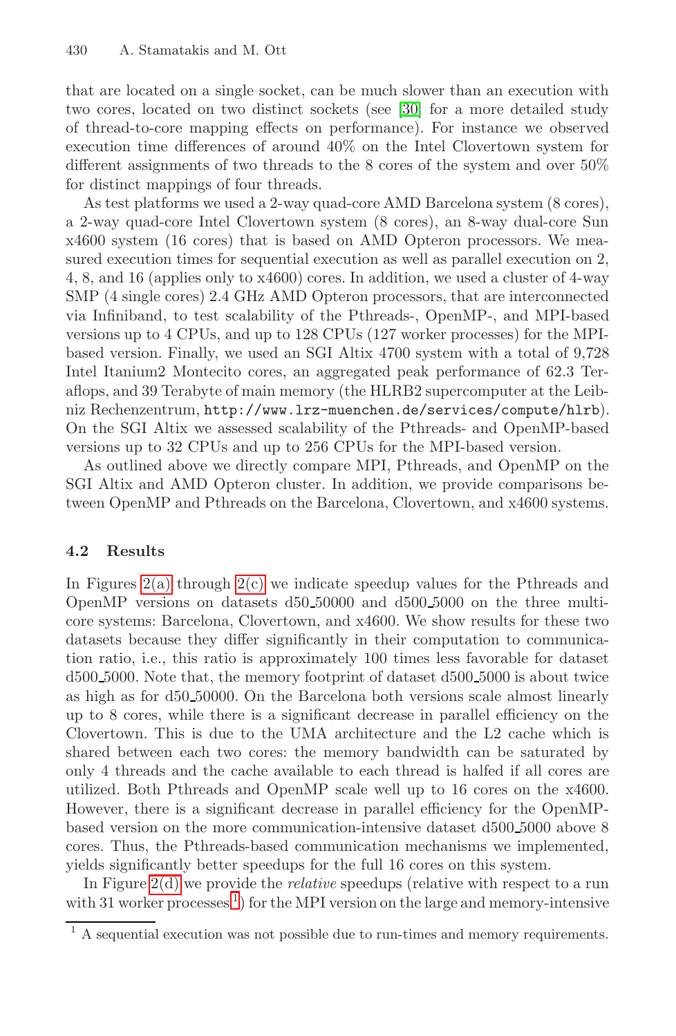that are located on a single socket, can be much slower than an execution with two cores, located on two distinct sockets (see [30] for a more detailed study of thread-to-core mapping effects on performance). For instance we observed execution time differences of around 40% on the Intel Clovertown system for different assignments of two threads to the 8 cores of the system and over 50% for distinct mappings of four threads.

As test platforms we used a 2-way quad-core AMD Barcelona system (8 cores), a 2-way quad-core Intel Clovertown system (8 cores), an 8-way dual-core Sun x4600 system (16 cores) that is based on AMD Opteron processors. We measured execution times for sequential execution as well as parallel execution on 2, 4, 8, and 16 (applies only to x4600) cores. In addition, we used a cluster of 4-way SMP (4 single cores) 2.4 GHz AMD Opteron processors, that are interconnected via Infiniband, to test scalability of the Pthreads-, OpenMP-, and MPI-based versions up to 4 CPUs, and up to 128 CPUs (127 worker processes) for the MPI-based version. Finally, we used an SGI Altix 4700 system with a total of 9,728 Intel Itanium2 Montecito cores, an aggregated peak performance of 62.3 Teraflops, and 39 Terabyte of main memory (the HLRB2 supercomputer at the Leibniz Rechenzentrum, `http://www.lrz-muenchen.de/services/compute/hlrb`). On the SGI Altix we assessed scalability of the Pthreads- and OpenMP-based versions up to 32 CPUs and up to 256 CPUs for the MPI-based version.

As outlined above we directly compare MPI, Pthreads, and OpenMP on the SGI Altix and AMD Opteron cluster. In addition, we provide comparisons between OpenMP and Pthreads on the Barcelona, Clovertown, and x4600 systems.

### 4.2 Results

In Figures 2(a) through 2(c) we indicate speedup values for the Pthreads and OpenMP versions on datasets d50_50000 and d500_5000 on the three multi-core systems: Barcelona, Clovertown, and x4600. We show results for these two datasets because they differ significantly in their computation to communication ratio, i.e., this ratio is approximately 100 times less favorable for dataset d500_5000. Note that, the memory footprint of dataset d500_5000 is about twice as high as for d50_50000. On the Barcelona both versions scale almost linearly up to 8 cores, while there is a significant decrease in parallel efficiency on the Clovertown. This is due to the UMA architecture and the L2 cache which is shared between each two cores: the memory bandwidth can be saturated by only 4 threads and the cache available to each thread is halfed if all cores are utilized. Both Pthreads and OpenMP scale well up to 16 cores on the x4600. However, there is a significant decrease in parallel efficiency for the OpenMP-based version on the more communication-intensive dataset d500_5000 above 8 cores. Thus, the Pthreads-based communication mechanisms we implemented, yields significantly better speedups for the full 16 cores on this system.

In Figure 2(d) we provide the *relative* speedups (relative with respect to a run with 31 worker processes[1]) for the MPI version on the large and memory-intensive

[1] A sequential execution was not possible due to run-times and memory requirements.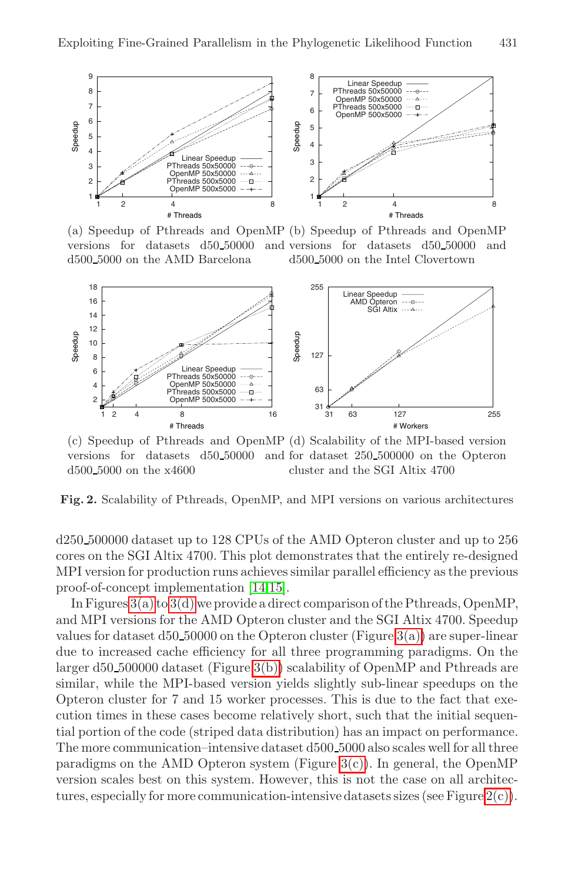(a) Speedup of Pthreads and OpenMP versions for datasets d50_50000 and d500_5000 on the AMD Barcelona

(b) Speedup of Pthreads and OpenMP versions for datasets d50_50000 and d500_5000 on the Intel Clovertown

(c) Speedup of Pthreads and OpenMP versions for datasets d50_50000 and d500_5000 on the x4600

(d) Scalability of the MPI-based version for dataset 250_500000 on the Opteron cluster and the SGI Altix 4700

**Fig. 2.** Scalability of Pthreads, OpenMP, and MPI versions on various architectures

d250_500000 dataset up to 128 CPUs of the AMD Opteron cluster and up to 256 cores on the SGI Altix 4700. This plot demonstrates that the entirely re-designed MPI version for production runs achieves similar parallel efficiency as the previous proof-of-concept implementation [14,15].

In Figures 3(a) to 3(d) we provide a direct comparison of the Pthreads, OpenMP, and MPI versions for the AMD Opteron cluster and the SGI Altix 4700. Speedup values for dataset d50_50000 on the Opteron cluster (Figure 3(a)) are super-linear due to increased cache efficiency for all three programming paradigms. On the larger d50_500000 dataset (Figure 3(b)) scalability of OpenMP and Pthreads are similar, while the MPI-based version yields slightly sub-linear speedups on the Opteron cluster for 7 and 15 worker processes. This is due to the fact that execution times in these cases become relatively short, such that the initial sequential portion of the code (striped data distribution) has an impact on performance. The more communication–intensive dataset d500_5000 also scales well for all three paradigms on the AMD Opteron system (Figure 3(c)). In general, the OpenMP version scales best on this system. However, this is not the case on all architectures, especially for more communication-intensive datasets sizes (see Figure 2(c)).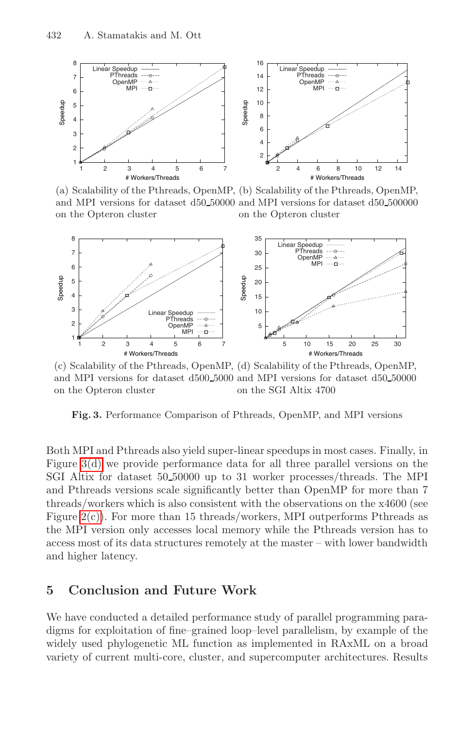(a) Scalability of the Pthreads, OpenMP, and MPI versions for dataset d50_50000 on the Opteron cluster

(b) Scalability of the Pthreads, OpenMP, and MPI versions for dataset d50_500000 on the Opteron cluster

(c) Scalability of the Pthreads, OpenMP, and MPI versions for dataset d500_5000 on the Opteron cluster

(d) Scalability of the Pthreads, OpenMP, and MPI versions for dataset d50_50000 on the SGI Altix 4700

**Fig. 3.** Performance Comparison of Pthreads, OpenMP, and MPI versions

Both MPI and Pthreads also yield super-linear speedups in most cases. Finally, in Figure 3(d) we provide performance data for all three parallel versions on the SGI Altix for dataset 50_50000 up to 31 worker processes/threads. The MPI and Pthreads versions scale significantly better than OpenMP for more than 7 threads/workers which is also consistent with the observations on the x4600 (see Figure 2(c)). For more than 15 threads/workers, MPI outperforms Pthreads as the MPI version only accesses local memory while the Pthreads version has to access most of its data structures remotely at the master – with lower bandwidth and higher latency.

## 5 Conclusion and Future Work

We have conducted a detailed performance study of parallel programming paradigms for exploitation of fine–grained loop–level parallelism, by example of the widely used phylogenetic ML function as implemented in RAxML on a broad variety of current multi-core, cluster, and supercomputer architectures. Results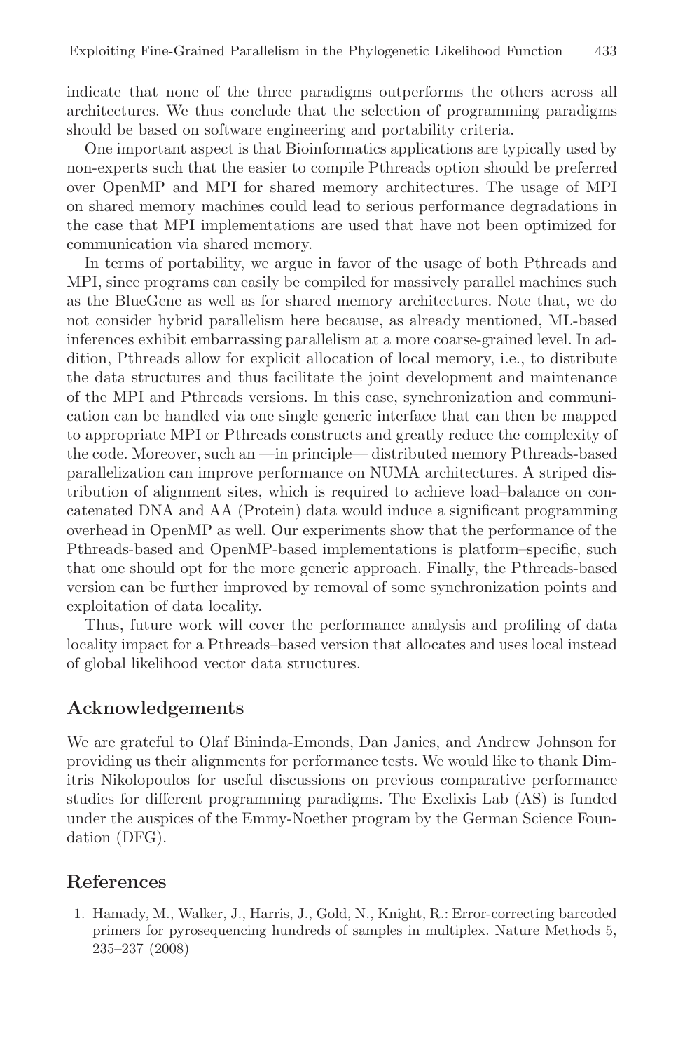indicate that none of the three paradigms outperforms the others across all architectures. We thus conclude that the selection of programming paradigms should be based on software engineering and portability criteria.

One important aspect is that Bioinformatics applications are typically used by non-experts such that the easier to compile Pthreads option should be preferred over OpenMP and MPI for shared memory architectures. The usage of MPI on shared memory machines could lead to serious performance degradations in the case that MPI implementations are used that have not been optimized for communication via shared memory.

In terms of portability, we argue in favor of the usage of both Pthreads and MPI, since programs can easily be compiled for massively parallel machines such as the BlueGene as well as for shared memory architectures. Note that, we do not consider hybrid parallelism here because, as already mentioned, ML-based inferences exhibit embarrassing parallelism at a more coarse-grained level. In addition, Pthreads allow for explicit allocation of local memory, i.e., to distribute the data structures and thus facilitate the joint development and maintenance of the MPI and Pthreads versions. In this case, synchronization and communication can be handled via one single generic interface that can then be mapped to appropriate MPI or Pthreads constructs and greatly reduce the complexity of the code. Moreover, such an —in principle— distributed memory Pthreads-based parallelization can improve performance on NUMA architectures. A striped distribution of alignment sites, which is required to achieve load–balance on concatenated DNA and AA (Protein) data would induce a significant programming overhead in OpenMP as well. Our experiments show that the performance of the Pthreads-based and OpenMP-based implementations is platform–specific, such that one should opt for the more generic approach. Finally, the Pthreads-based version can be further improved by removal of some synchronization points and exploitation of data locality.

Thus, future work will cover the performance analysis and profiling of data locality impact for a Pthreads–based version that allocates and uses local instead of global likelihood vector data structures.

## Acknowledgements

We are grateful to Olaf Bininda-Emonds, Dan Janies, and Andrew Johnson for providing us their alignments for performance tests. We would like to thank Dimitris Nikolopoulos for useful discussions on previous comparative performance studies for different programming paradigms. The Exelixis Lab (AS) is funded under the auspices of the Emmy-Noether program by the German Science Foundation (DFG).

## References

1. Hamady, M., Walker, J., Harris, J., Gold, N., Knight, R.: Error-correcting barcoded primers for pyrosequencing hundreds of samples in multiplex. Nature Methods 5, 235–237 (2008)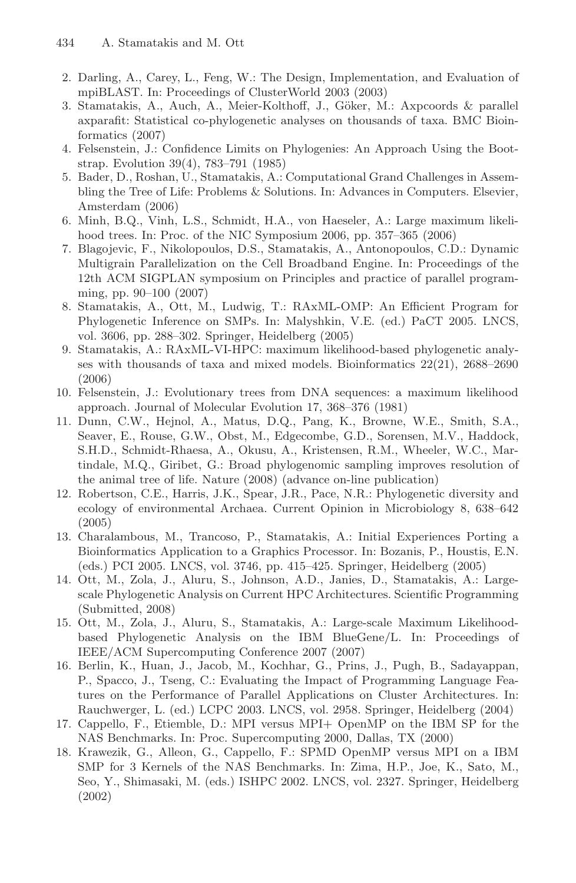2. Darling, A., Carey, L., Feng, W.: The Design, Implementation, and Evaluation of mpiBLAST. In: Proceedings of ClusterWorld 2003 (2003)
3. Stamatakis, A., Auch, A., Meier-Kolthoff, J., Göker, M.: Axpcoords & parallel axparafit: Statistical co-phylogenetic analyses on thousands of taxa. BMC Bioinformatics (2007)
4. Felsenstein, J.: Confidence Limits on Phylogenies: An Approach Using the Bootstrap. Evolution 39(4), 783–791 (1985)
5. Bader, D., Roshan, U., Stamatakis, A.: Computational Grand Challenges in Assembling the Tree of Life: Problems & Solutions. In: Advances in Computers. Elsevier, Amsterdam (2006)
6. Minh, B.Q., Vinh, L.S., Schmidt, H.A., von Haeseler, A.: Large maximum likelihood trees. In: Proc. of the NIC Symposium 2006, pp. 357–365 (2006)
7. Blagojevic, F., Nikolopoulos, D.S., Stamatakis, A., Antonopoulos, C.D.: Dynamic Multigrain Parallelization on the Cell Broadband Engine. In: Proceedings of the 12th ACM SIGPLAN symposium on Principles and practice of parallel programming, pp. 90–100 (2007)
8. Stamatakis, A., Ott, M., Ludwig, T.: RAxML-OMP: An Efficient Program for Phylogenetic Inference on SMPs. In: Malyshkin, V.E. (ed.) PaCT 2005. LNCS, vol. 3606, pp. 288–302. Springer, Heidelberg (2005)
9. Stamatakis, A.: RAxML-VI-HPC: maximum likelihood-based phylogenetic analyses with thousands of taxa and mixed models. Bioinformatics 22(21), 2688–2690 (2006)
10. Felsenstein, J.: Evolutionary trees from DNA sequences: a maximum likelihood approach. Journal of Molecular Evolution 17, 368–376 (1981)
11. Dunn, C.W., Hejnol, A., Matus, D.Q., Pang, K., Browne, W.E., Smith, S.A., Seaver, E., Rouse, G.W., Obst, M., Edgecombe, G.D., Sorensen, M.V., Haddock, S.H.D., Schmidt-Rhaesa, A., Okusu, A., Kristensen, R.M., Wheeler, W.C., Martindale, M.Q., Giribet, G.: Broad phylogenomic sampling improves resolution of the animal tree of life. Nature (2008) (advance on-line publication)
12. Robertson, C.E., Harris, J.K., Spear, J.R., Pace, N.R.: Phylogenetic diversity and ecology of environmental Archaea. Current Opinion in Microbiology 8, 638–642 (2005)
13. Charalambous, M., Trancoso, P., Stamatakis, A.: Initial Experiences Porting a Bioinformatics Application to a Graphics Processor. In: Bozanis, P., Houstis, E.N. (eds.) PCI 2005. LNCS, vol. 3746, pp. 415–425. Springer, Heidelberg (2005)
14. Ott, M., Zola, J., Aluru, S., Johnson, A.D., Janies, D., Stamatakis, A.: Large-scale Phylogenetic Analysis on Current HPC Architectures. Scientific Programming (Submitted, 2008)
15. Ott, M., Zola, J., Aluru, S., Stamatakis, A.: Large-scale Maximum Likelihood-based Phylogenetic Analysis on the IBM BlueGene/L. In: Proceedings of IEEE/ACM Supercomputing Conference 2007 (2007)
16. Berlin, K., Huan, J., Jacob, M., Kochhar, G., Prins, J., Pugh, B., Sadayappan, P., Spacco, J., Tseng, C.: Evaluating the Impact of Programming Language Features on the Performance of Parallel Applications on Cluster Architectures. In: Rauchwerger, L. (ed.) LCPC 2003. LNCS, vol. 2958. Springer, Heidelberg (2004)
17. Cappello, F., Etiemble, D.: MPI versus MPI+ OpenMP on the IBM SP for the NAS Benchmarks. In: Proc. Supercomputing 2000, Dallas, TX (2000)
18. Krawezik, G., Alleon, G., Cappello, F.: SPMD OpenMP versus MPI on a IBM SMP for 3 Kernels of the NAS Benchmarks. In: Zima, H.P., Joe, K., Sato, M., Seo, Y., Shimasaki, M. (eds.) ISHPC 2002. LNCS, vol. 2327. Springer, Heidelberg (2002)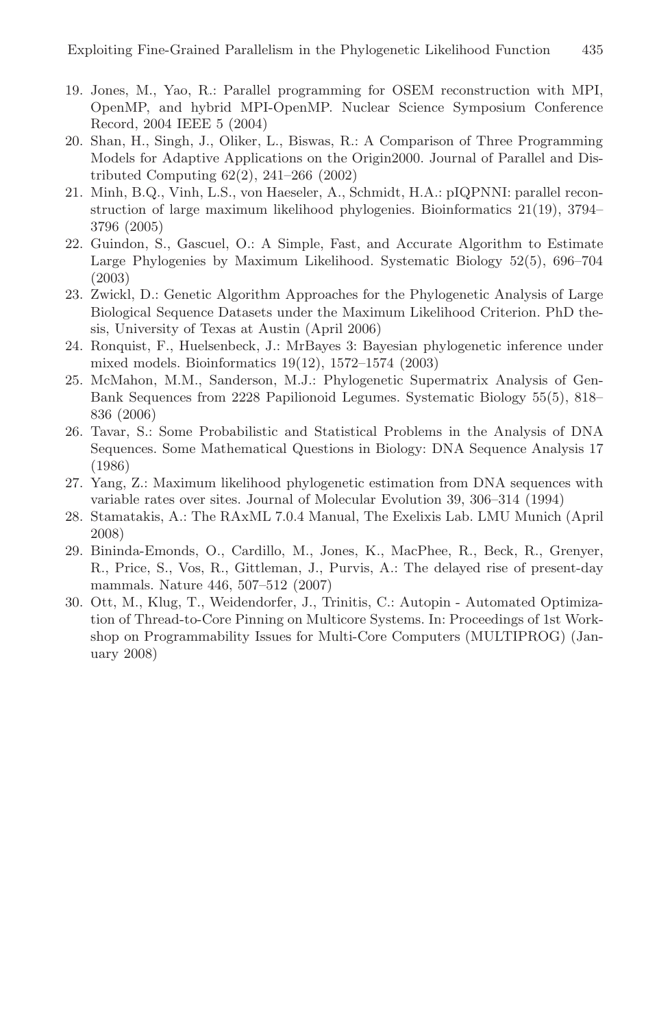19. Jones, M., Yao, R.: Parallel programming for OSEM reconstruction with MPI, OpenMP, and hybrid MPI-OpenMP. Nuclear Science Symposium Conference Record, 2004 IEEE 5 (2004)
20. Shan, H., Singh, J., Oliker, L., Biswas, R.: A Comparison of Three Programming Models for Adaptive Applications on the Origin2000. Journal of Parallel and Distributed Computing 62(2), 241–266 (2002)
21. Minh, B.Q., Vinh, L.S., von Haeseler, A., Schmidt, H.A.: pIQPNNI: parallel reconstruction of large maximum likelihood phylogenies. Bioinformatics 21(19), 3794–3796 (2005)
22. Guindon, S., Gascuel, O.: A Simple, Fast, and Accurate Algorithm to Estimate Large Phylogenies by Maximum Likelihood. Systematic Biology 52(5), 696–704 (2003)
23. Zwickl, D.: Genetic Algorithm Approaches for the Phylogenetic Analysis of Large Biological Sequence Datasets under the Maximum Likelihood Criterion. PhD thesis, University of Texas at Austin (April 2006)
24. Ronquist, F., Huelsenbeck, J.: MrBayes 3: Bayesian phylogenetic inference under mixed models. Bioinformatics 19(12), 1572–1574 (2003)
25. McMahon, M.M., Sanderson, M.J.: Phylogenetic Supermatrix Analysis of GenBank Sequences from 2228 Papilionoid Legumes. Systematic Biology 55(5), 818–836 (2006)
26. Tavar, S.: Some Probabilistic and Statistical Problems in the Analysis of DNA Sequences. Some Mathematical Questions in Biology: DNA Sequence Analysis 17 (1986)
27. Yang, Z.: Maximum likelihood phylogenetic estimation from DNA sequences with variable rates over sites. Journal of Molecular Evolution 39, 306–314 (1994)
28. Stamatakis, A.: The RAxML 7.0.4 Manual, The Exelixis Lab. LMU Munich (April 2008)
29. Bininda-Emonds, O., Cardillo, M., Jones, K., MacPhee, R., Beck, R., Grenyer, R., Price, S., Vos, R., Gittleman, J., Purvis, A.: The delayed rise of present-day mammals. Nature 446, 507–512 (2007)
30. Ott, M., Klug, T., Weidendorfer, J., Trinitis, C.: Autopin - Automated Optimization of Thread-to-Core Pinning on Multicore Systems. In: Proceedings of 1st Workshop on Programmability Issues for Multi-Core Computers (MULTIPROG) (January 2008)